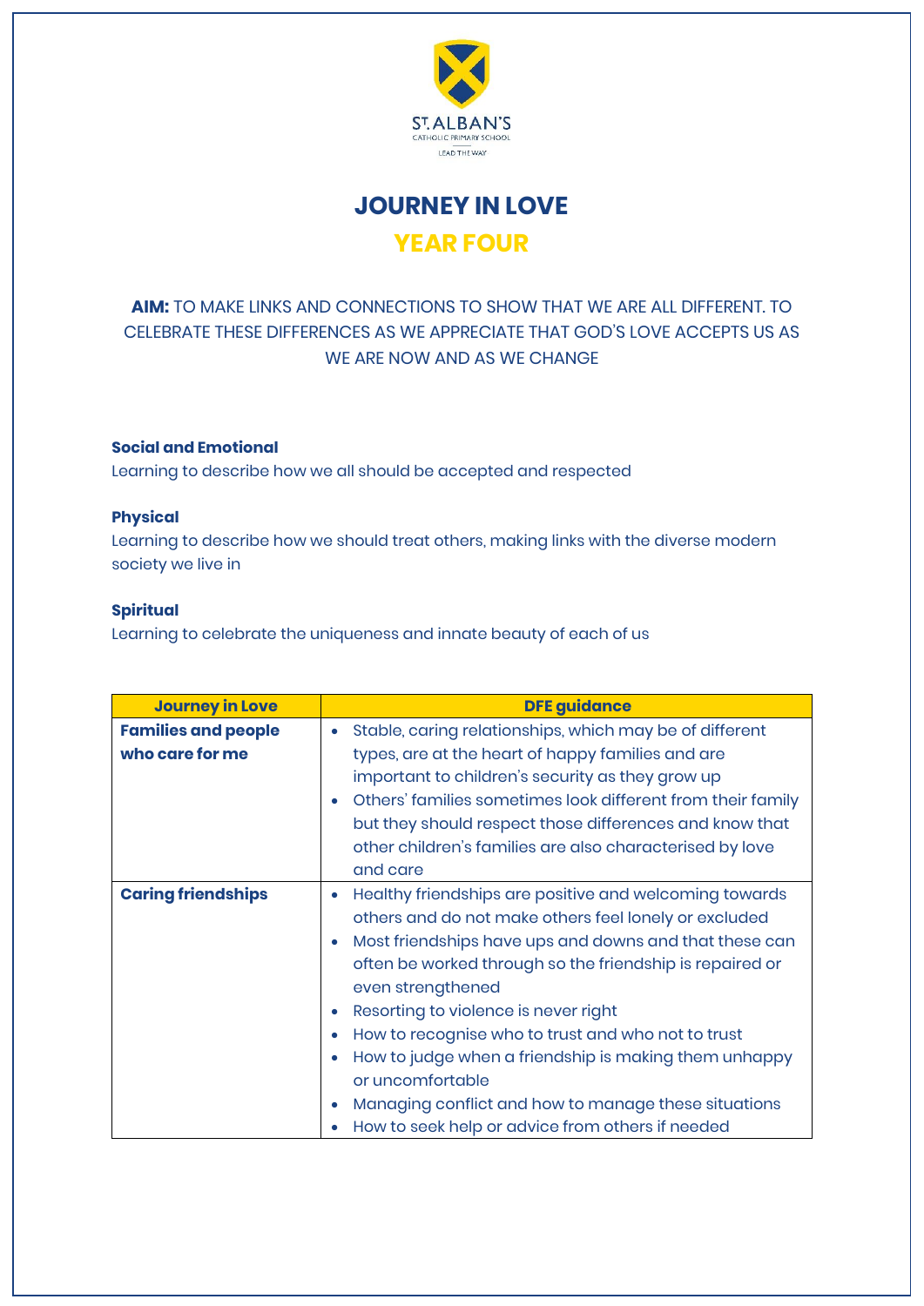ST. ALBAN'S
CATHOLIC PRIMARY SCHOOL
LEAD THE WAY

# JOURNEY IN LOVE

## YEAR FOUR

**AIM:** TO MAKE LINKS AND CONNECTIONS TO SHOW THAT WE ARE ALL DIFFERENT. TO CELEBRATE THESE DIFFERENCES AS WE APPRECIATE THAT GOD'S LOVE ACCEPTS US AS WE ARE NOW AND AS WE CHANGE

**Social and Emotional**
Learning to describe how we all should be accepted and respected

**Physical**
Learning to describe how we should treat others, making links with the diverse modern society we live in

**Spiritual**
Learning to celebrate the uniqueness and innate beauty of each of us

| Journey in Love | DFE guidance |
|---|---|
| **Families and people who care for me** | • Stable, caring relationships, which may be of different types, are at the heart of happy families and are important to children's security as they grow up<br>• Others' families sometimes look different from their family but they should respect those differences and know that other children's families are also characterised by love and care |
| **Caring friendships** | • Healthy friendships are positive and welcoming towards others and do not make others feel lonely or excluded<br>• Most friendships have ups and downs and that these can often be worked through so the friendship is repaired or even strengthened<br>• Resorting to violence is never right<br>• How to recognise who to trust and who not to trust<br>• How to judge when a friendship is making them unhappy or uncomfortable<br>• Managing conflict and how to manage these situations<br>• How to seek help or advice from others if needed |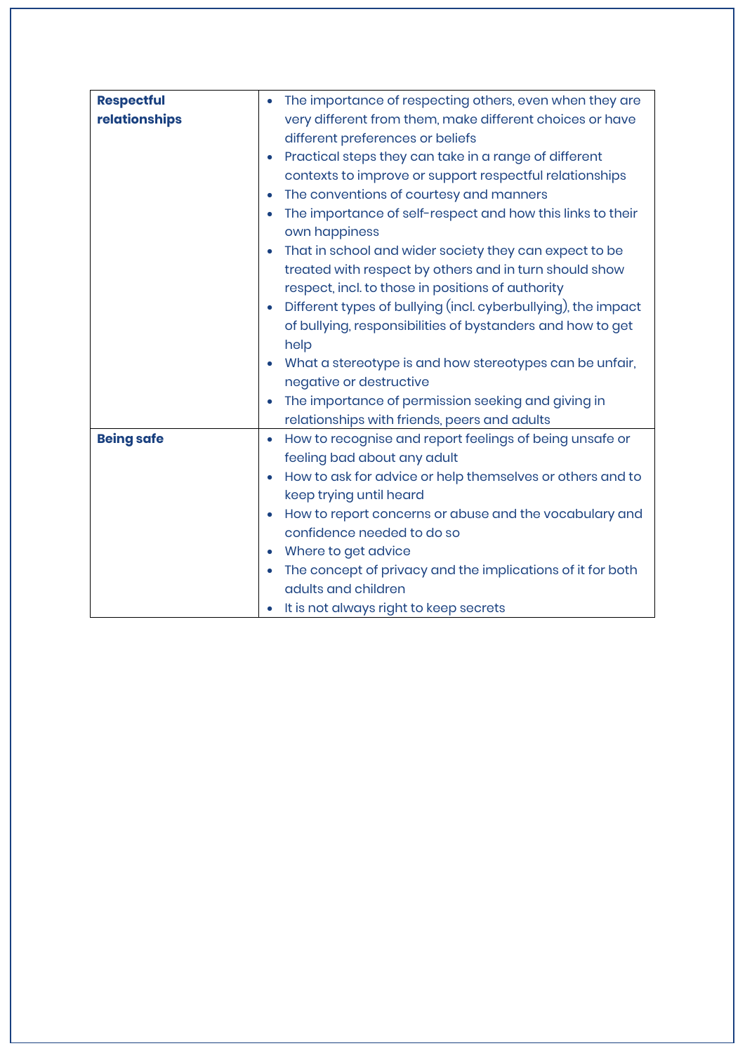| | |
|---|---|
| **Respectful relationships** | • The importance of respecting others, even when they are very different from them, make different choices or have different preferences or beliefs<br>• Practical steps they can take in a range of different contexts to improve or support respectful relationships<br>• The conventions of courtesy and manners<br>• The importance of self-respect and how this links to their own happiness<br>• That in school and wider society they can expect to be treated with respect by others and in turn should show respect, incl. to those in positions of authority<br>• Different types of bullying (incl. cyberbullying), the impact of bullying, responsibilities of bystanders and how to get help<br>• What a stereotype is and how stereotypes can be unfair, negative or destructive<br>• The importance of permission seeking and giving in relationships with friends, peers and adults |
| **Being safe** | • How to recognise and report feelings of being unsafe or feeling bad about any adult<br>• How to ask for advice or help themselves or others and to keep trying until heard<br>• How to report concerns or abuse and the vocabulary and confidence needed to do so<br>• Where to get advice<br>• The concept of privacy and the implications of it for both adults and children<br>• It is not always right to keep secrets |